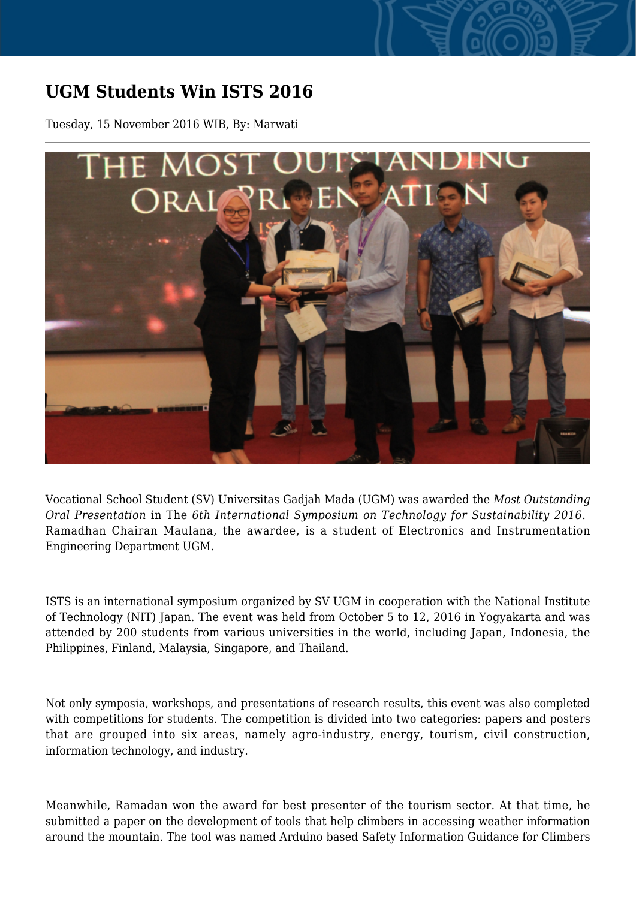# UGM Students Win ISTS 2016

Tuesday, 15 November 2016 WIB, By: Marwati

Vocational School Student (SV) Universitas Gadjah Mada (UGM) was awarded the *Most Outstanding Oral Presentation* in The *6th International Symposium on Technology for Sustainability 2016*. Ramadhan Chairan Maulana, the awardee, is a student of Electronics and Instrumentation Engineering Department UGM.

ISTS is an international symposium organized by SV UGM in cooperation with the National Institute of Technology (NIT) Japan. The event was held from October 5 to 12, 2016 in Yogyakarta and was attended by 200 students from various universities in the world, including Japan, Indonesia, the Philippines, Finland, Malaysia, Singapore, and Thailand.

Not only symposia, workshops, and presentations of research results, this event was also completed with competitions for students. The competition is divided into two categories: papers and posters that are grouped into six areas, namely agro-industry, energy, tourism, civil construction, information technology, and industry.

Meanwhile, Ramadan won the award for best presenter of the tourism sector. At that time, he submitted a paper on the development of tools that help climbers in accessing weather information around the mountain. The tool was named Arduino based Safety Information Guidance for Climbers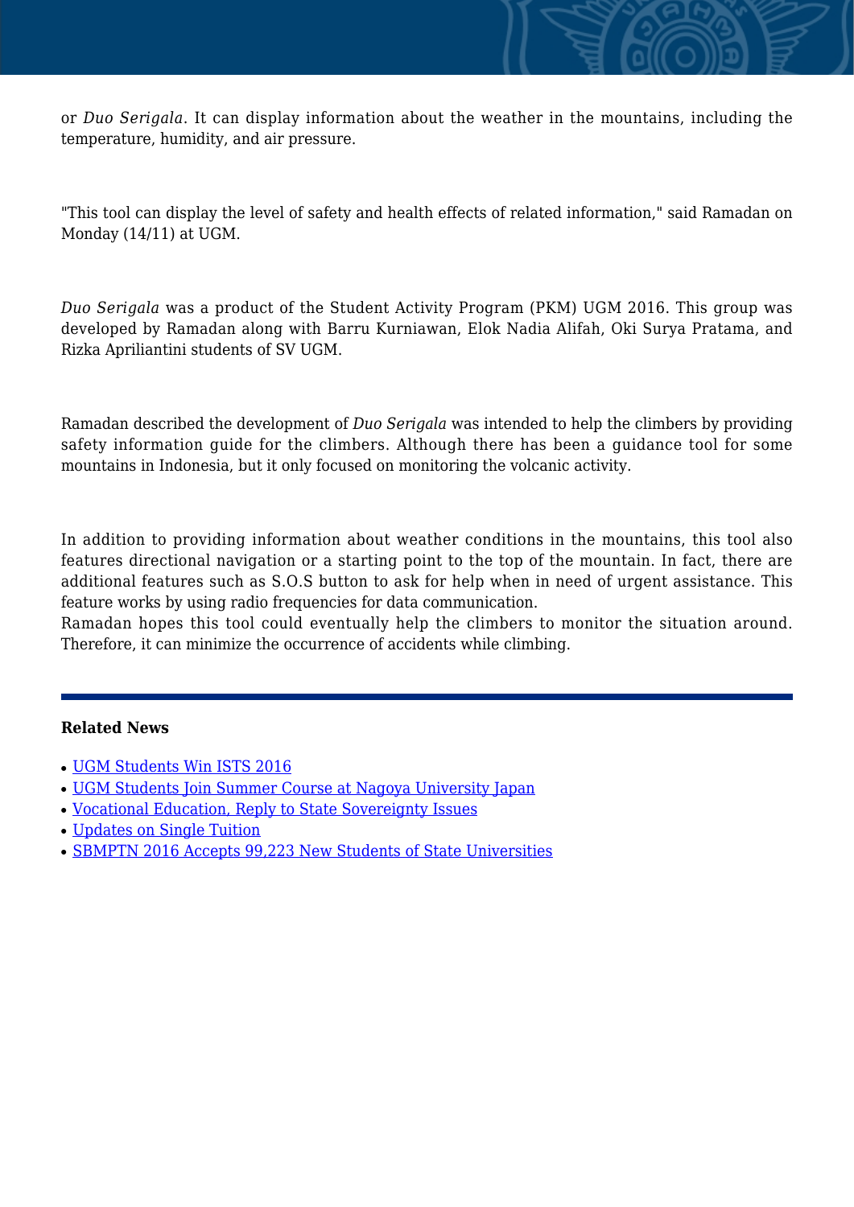or *Duo Serigala*. It can display information about the weather in the mountains, including the temperature, humidity, and air pressure.

"This tool can display the level of safety and health effects of related information," said Ramadan on Monday (14/11) at UGM.

*Duo Serigala* was a product of the Student Activity Program (PKM) UGM 2016. This group was developed by Ramadan along with Barru Kurniawan, Elok Nadia Alifah, Oki Surya Pratama, and Rizka Apriliantini students of SV UGM.

Ramadan described the development of *Duo Serigala* was intended to help the climbers by providing safety information guide for the climbers. Although there has been a guidance tool for some mountains in Indonesia, but it only focused on monitoring the volcanic activity.

In addition to providing information about weather conditions in the mountains, this tool also features directional navigation or a starting point to the top of the mountain. In fact, there are additional features such as S.O.S button to ask for help when in need of urgent assistance. This feature works by using radio frequencies for data communication.
Ramadan hopes this tool could eventually help the climbers to monitor the situation around. Therefore, it can minimize the occurrence of accidents while climbing.

---

**Related News**

- UGM Students Win ISTS 2016
- UGM Students Join Summer Course at Nagoya University Japan
- Vocational Education, Reply to State Sovereignty Issues
- Updates on Single Tuition
- SBMPTN 2016 Accepts 99,223 New Students of State Universities